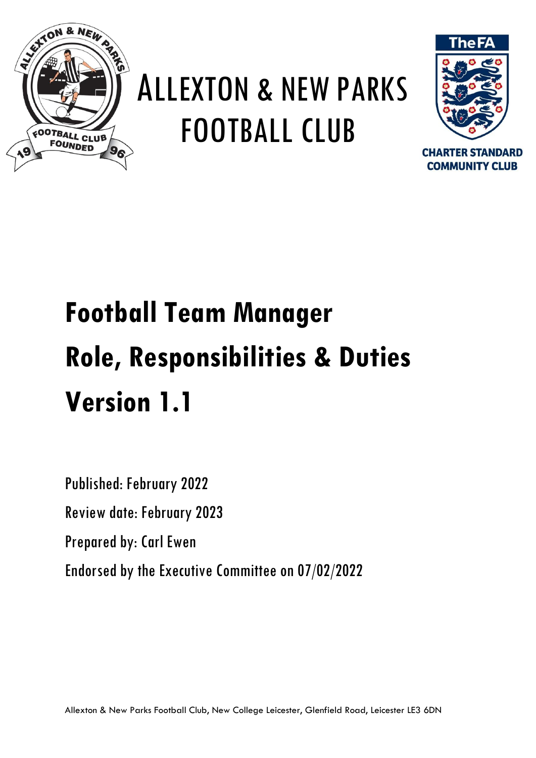# ALLEXTON & NEW PARKS FOOTBALL CLUB

CHARTER STANDARD COMMUNITY CLUB

# Football Team Manager

# Role, Responsibilities & Duties

# Version 1.1

Published: February 2022

Review date: February 2023

Prepared by: Carl Ewen

Endorsed by the Executive Committee on 07/02/2022

Allexton & New Parks Football Club, New College Leicester, Glenfield Road, Leicester LE3 6DN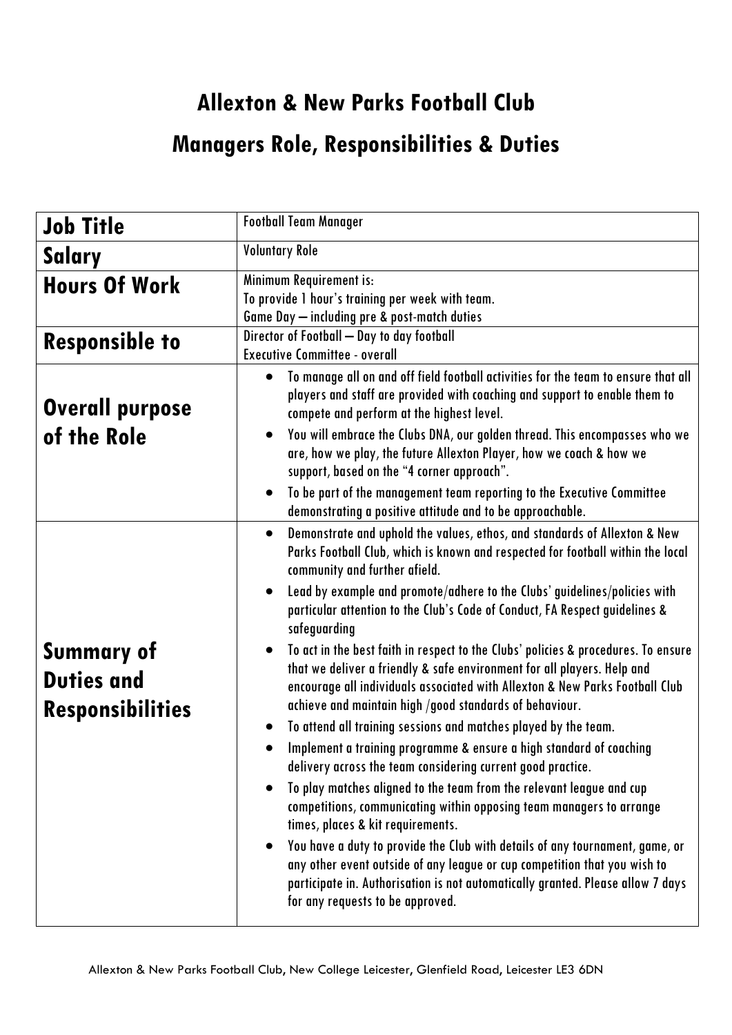# Allexton & New Parks Football Club

## Managers Role, Responsibilities & Duties

| **Job Title** | Football Team Manager |
|---|---|
| **Salary** | Voluntary Role |
| **Hours Of Work** | Minimum Requirement is:<br>To provide 1 hour's training per week with team.<br>Game Day – including pre & post-match duties |
| **Responsible to** | Director of Football – Day to day football<br>Executive Committee - overall |
| **Overall purpose of the Role** | • To manage all on and off field football activities for the team to ensure that all players and staff are provided with coaching and support to enable them to compete and perform at the highest level.<br>• You will embrace the Clubs DNA, our golden thread. This encompasses who we are, how we play, the future Allexton Player, how we coach & how we support, based on the "4 corner approach".<br>• To be part of the management team reporting to the Executive Committee demonstrating a positive attitude and to be approachable. |
| **Summary of Duties and Responsibilities** | • Demonstrate and uphold the values, ethos, and standards of Allexton & New Parks Football Club, which is known and respected for football within the local community and further afield.<br>• Lead by example and promote/adhere to the Clubs' guidelines/policies with particular attention to the Club's Code of Conduct, FA Respect guidelines & safeguarding<br>• To act in the best faith in respect to the Clubs' policies & procedures. To ensure that we deliver a friendly & safe environment for all players. Help and encourage all individuals associated with Allexton & New Parks Football Club achieve and maintain high /good standards of behaviour.<br>• To attend all training sessions and matches played by the team.<br>• Implement a training programme & ensure a high standard of coaching delivery across the team considering current good practice.<br>• To play matches aligned to the team from the relevant league and cup competitions, communicating within opposing team managers to arrange times, places & kit requirements.<br>• You have a duty to provide the Club with details of any tournament, game, or any other event outside of any league or cup competition that you wish to participate in. Authorisation is not automatically granted. Please allow 7 days for any requests to be approved. |

Allexton & New Parks Football Club, New College Leicester, Glenfield Road, Leicester LE3 6DN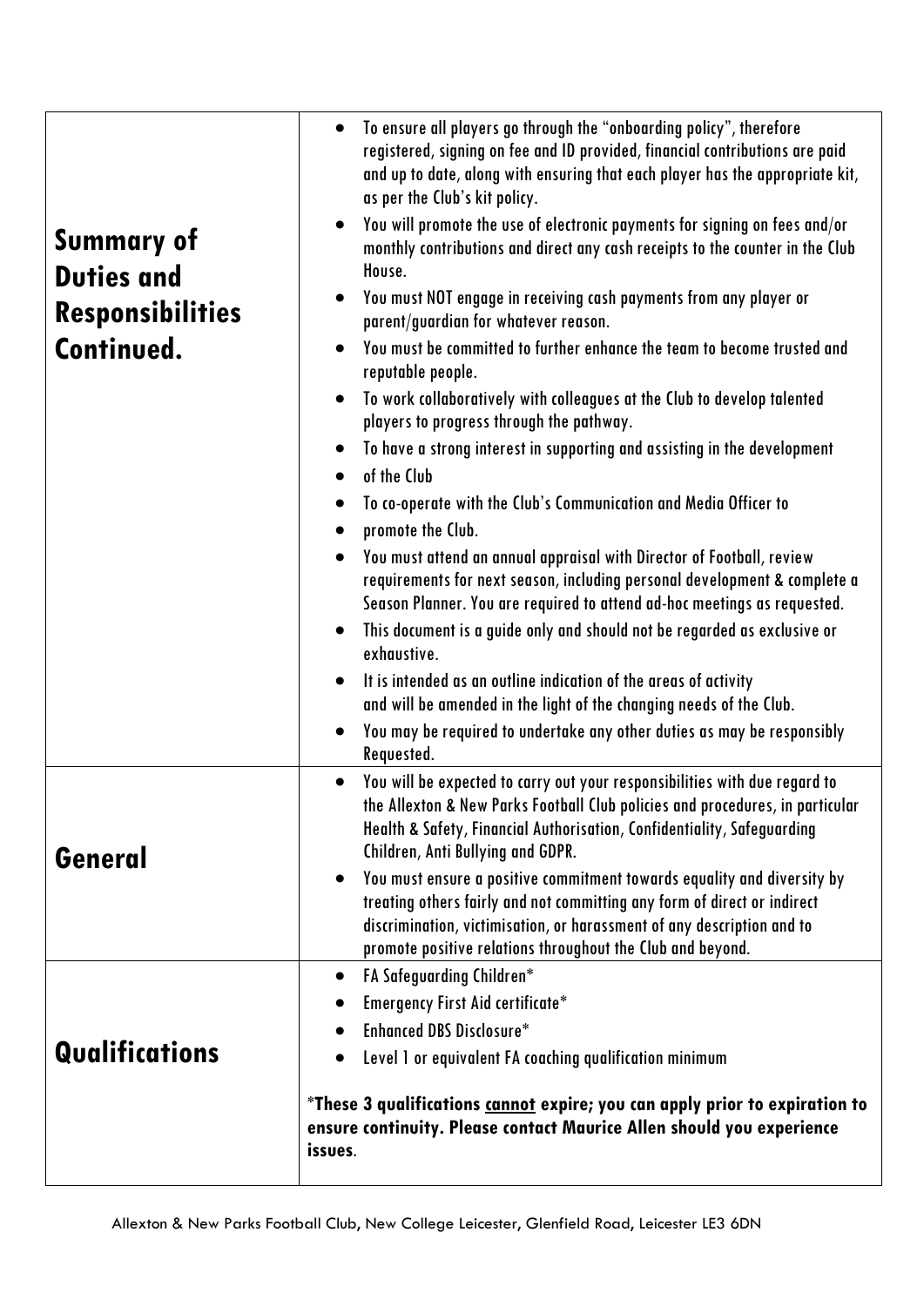| | |
|---|---|
| **Summary of Duties and Responsibilities Continued.** | • To ensure all players go through the "onboarding policy", therefore registered, signing on fee and ID provided, financial contributions are paid and up to date, along with ensuring that each player has the appropriate kit, as per the Club's kit policy.<br>• You will promote the use of electronic payments for signing on fees and/or monthly contributions and direct any cash receipts to the counter in the Club House.<br>• You must NOT engage in receiving cash payments from any player or parent/guardian for whatever reason.<br>• You must be committed to further enhance the team to become trusted and reputable people.<br>• To work collaboratively with colleagues at the Club to develop talented players to progress through the pathway.<br>• To have a strong interest in supporting and assisting in the development<br>• of the Club<br>• To co-operate with the Club's Communication and Media Officer to<br>• promote the Club.<br>• You must attend an annual appraisal with Director of Football, review requirements for next season, including personal development & complete a Season Planner. You are required to attend ad-hoc meetings as requested.<br>• This document is a guide only and should not be regarded as exclusive or exhaustive.<br>• It is intended as an outline indication of the areas of activity and will be amended in the light of the changing needs of the Club.<br>• You may be required to undertake any other duties as may be responsibly Requested. |
| **General** | • You will be expected to carry out your responsibilities with due regard to the Allexton & New Parks Football Club policies and procedures, in particular Health & Safety, Financial Authorisation, Confidentiality, Safeguarding Children, Anti Bullying and GDPR.<br>• You must ensure a positive commitment towards equality and diversity by treating others fairly and not committing any form of direct or indirect discrimination, victimisation, or harassment of any description and to promote positive relations throughout the Club and beyond. |
| **Qualifications** | • FA Safeguarding Children*<br>• Emergency First Aid certificate*<br>• Enhanced DBS Disclosure*<br>• Level 1 or equivalent FA coaching qualification minimum<br><br>**\*These 3 qualifications <u>cannot</u> expire; you can apply prior to expiration to ensure continuity. Please contact Maurice Allen should you experience issues**. |

Allexton & New Parks Football Club, New College Leicester, Glenfield Road, Leicester LE3 6DN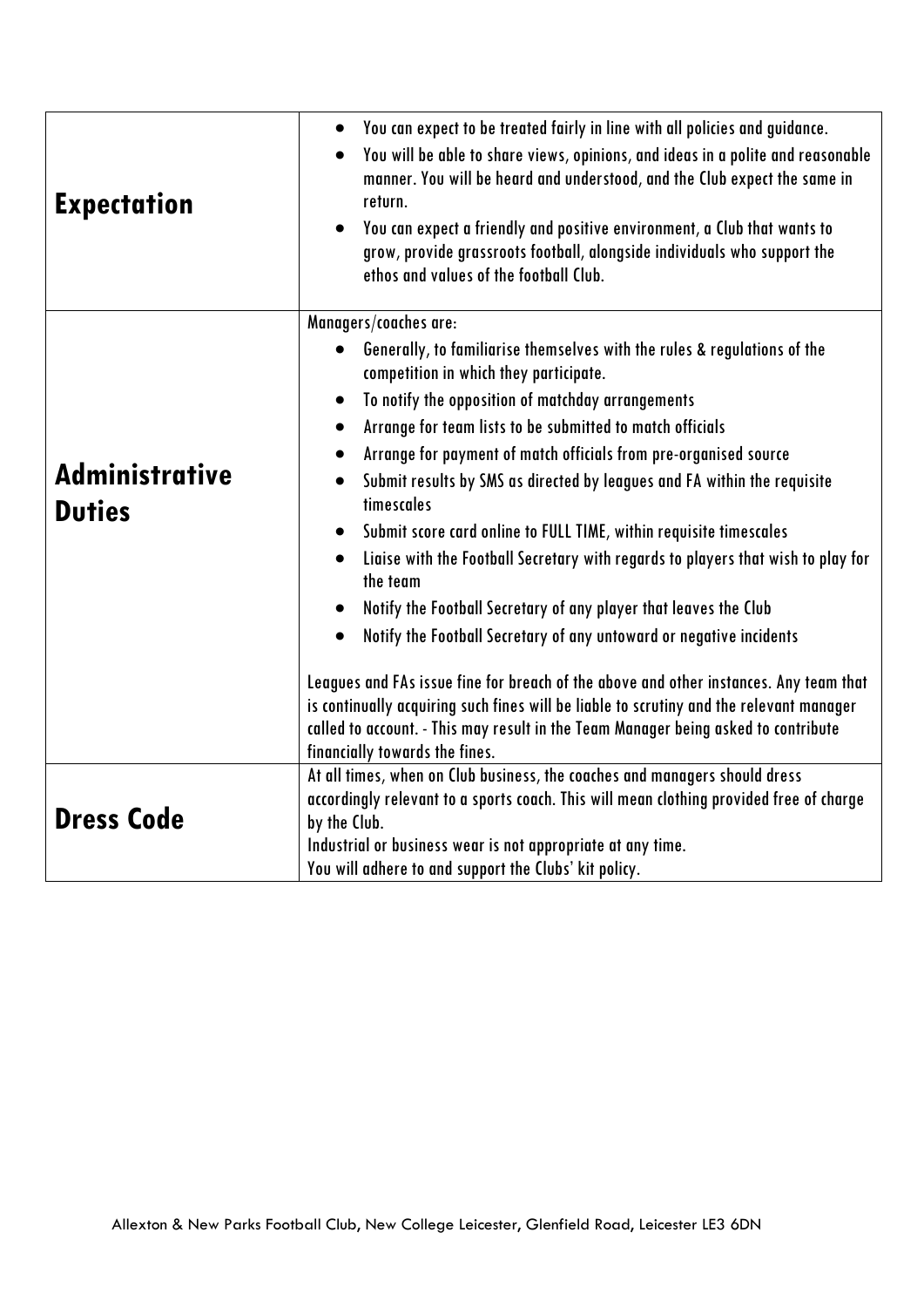| | |
|---|---|
| **Expectation** | • You can expect to be treated fairly in line with all policies and guidance.<br>• You will be able to share views, opinions, and ideas in a polite and reasonable manner. You will be heard and understood, and the Club expect the same in return.<br>• You can expect a friendly and positive environment, a Club that wants to grow, provide grassroots football, alongside individuals who support the ethos and values of the football Club. |
| **Administrative Duties** | Managers/coaches are:<br>• Generally, to familiarise themselves with the rules & regulations of the competition in which they participate.<br>• To notify the opposition of matchday arrangements<br>• Arrange for team lists to be submitted to match officials<br>• Arrange for payment of match officials from pre-organised source<br>• Submit results by SMS as directed by leagues and FA within the requisite timescales<br>• Submit score card online to FULL TIME, within requisite timescales<br>• Liaise with the Football Secretary with regards to players that wish to play for the team<br>• Notify the Football Secretary of any player that leaves the Club<br>• Notify the Football Secretary of any untoward or negative incidents<br><br>Leagues and FAs issue fine for breach of the above and other instances. Any team that is continually acquiring such fines will be liable to scrutiny and the relevant manager called to account. - This may result in the Team Manager being asked to contribute financially towards the fines. |
| **Dress Code** | At all times, when on Club business, the coaches and managers should dress accordingly relevant to a sports coach. This will mean clothing provided free of charge by the Club.<br>Industrial or business wear is not appropriate at any time.<br>You will adhere to and support the Clubs' kit policy. |

Allexton & New Parks Football Club, New College Leicester, Glenfield Road, Leicester LE3 6DN